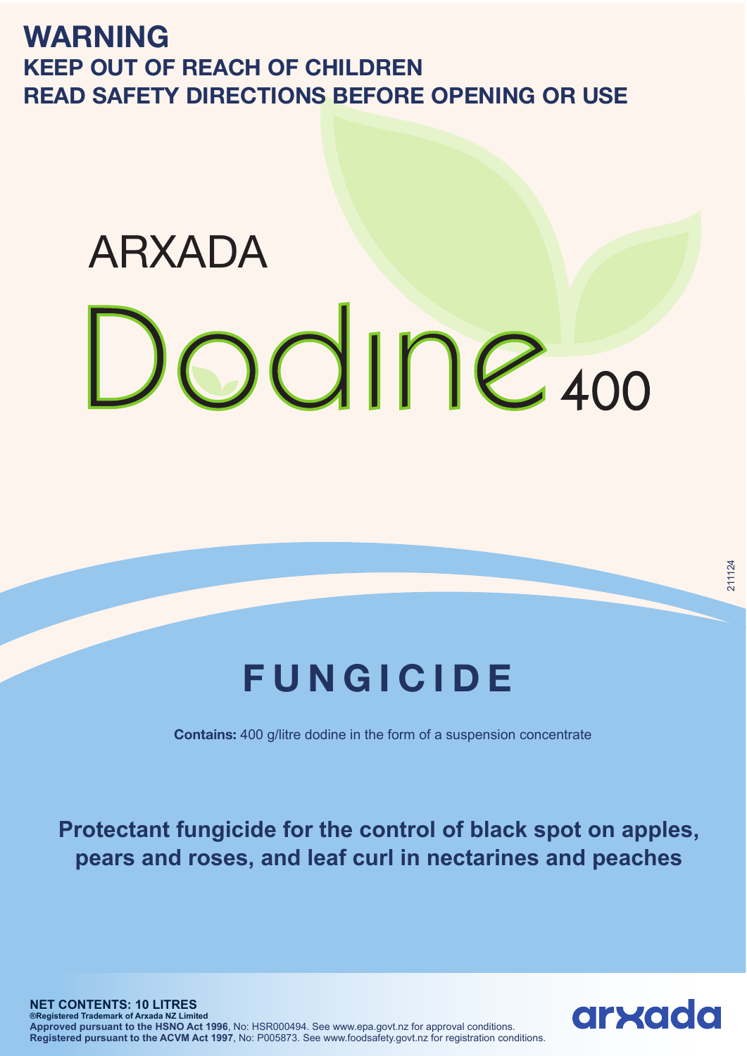# WARNING

**KEEP OUT OF REACH OF CHILDREN**

**READ SAFETY DIRECTIONS BEFORE OPENING OR USE**

ARXADA

# Dodine 400

211124

## FUNGICIDE

**Contains:** 400 g/litre dodine in the form of a suspension concentrate

**Protectant fungicide for the control of black spot on apples, pears and roses, and leaf curl in nectarines and peaches**

**NET CONTENTS: 10 LITRES**

**®Registered Trademark of Arxada NZ Limited**

**Approved pursuant to the HSNO Act 1996**, No: HSR000494. See www.epa.govt.nz for approval conditions.

**Registered pursuant to the ACVM Act 1997**, No: P005873. See www.foodsafety.govt.nz for registration conditions.

arxada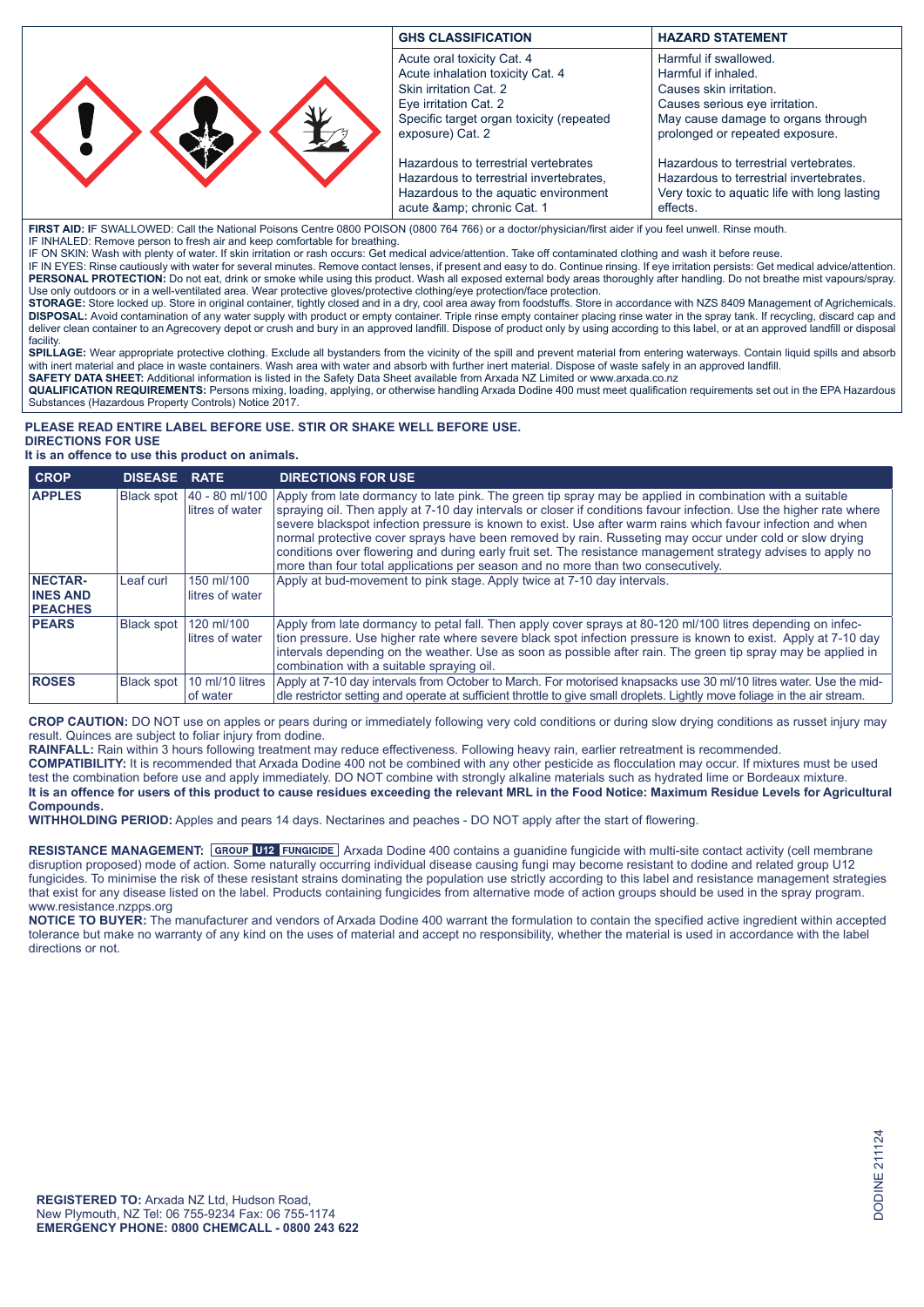| GHS CLASSIFICATION | HAZARD STATEMENT |
| --- | --- |
| Acute oral toxicity Cat. 4<br>Acute inhalation toxicity Cat. 4<br>Skin irritation Cat. 2<br>Eye irritation Cat. 2<br>Specific target organ toxicity (repeated exposure) Cat. 2 | Harmful if swallowed.<br>Harmful if inhaled.<br>Causes skin irritation.<br>Causes serious eye irritation.<br>May cause damage to organs through prolonged or repeated exposure. |
| Hazardous to terrestrial vertebrates<br>Hazardous to terrestrial invertebrates,<br>Hazardous to the aquatic environment acute &amp; chronic Cat. 1 | Hazardous to terrestrial vertebrates.<br>Hazardous to terrestrial invertebrates.<br>Very toxic to aquatic life with long lasting effects. |

**FIRST AID:** IF SWALLOWED: Call the National Poisons Centre 0800 POISON (0800 764 766) or a doctor/physician/first aider if you feel unwell. Rinse mouth.
IF INHALED: Remove person to fresh air and keep comfortable for breathing.
IF ON SKIN: Wash with plenty of water. If skin irritation or rash occurs: Get medical advice/attention. Take off contaminated clothing and wash it before reuse.
IF IN EYES: Rinse cautiously with water for several minutes. Remove contact lenses, if present and easy to do. Continue rinsing. If eye irritation persists: Get medical advice/attention.
**PERSONAL PROTECTION:** Do not eat, drink or smoke while using this product. Wash all exposed external body areas thoroughly after handling. Do not breathe mist vapours/spray. Use only outdoors or in a well-ventilated area. Wear protective gloves/protective clothing/eye protection/face protection.
**STORAGE:** Store locked up. Store in original container, tightly closed and in a dry, cool area away from foodstuffs. Store in accordance with NZS 8409 Management of Agrichemicals.
**DISPOSAL:** Avoid contamination of any water supply with product or empty container. Triple rinse empty container placing rinse water in the spray tank. If recycling, discard cap and deliver clean container to an Agrecovery depot or crush and bury in an approved landfill. Dispose of product only by using according to this label, or at an approved landfill or disposal facility.
**SPILLAGE:** Wear appropriate protective clothing. Exclude all bystanders from the vicinity of the spill and prevent material from entering waterways. Contain liquid spills and absorb with inert material and place in waste containers. Wash area with water and absorb with further inert material. Dispose of waste safely in an approved landfill.
**SAFETY DATA SHEET:** Additional information is listed in the Safety Data Sheet available from Arxada NZ Limited or www.arxada.co.nz
**QUALIFICATION REQUIREMENTS:** Persons mixing, loading, applying, or otherwise handling Arxada Dodine 400 must meet qualification requirements set out in the EPA Hazardous Substances (Hazardous Property Controls) Notice 2017.

**PLEASE READ ENTIRE LABEL BEFORE USE. STIR OR SHAKE WELL BEFORE USE.**
**DIRECTIONS FOR USE**
**It is an offence to use this product on animals.**

| CROP | DISEASE | RATE | DIRECTIONS FOR USE |
| --- | --- | --- | --- |
| **APPLES** | Black spot | 40 - 80 ml/100 litres of water | Apply from late dormancy to late pink. The green tip spray may be applied in combination with a suitable spraying oil. Then apply at 7-10 day intervals or closer if conditions favour infection. Use the higher rate where severe blackspot infection pressure is known to exist. Use after warm rains which favour infection and when normal protective cover sprays have been removed by rain. Russeting may occur under cold or slow drying conditions over flowering and during early fruit set. The resistance management strategy advises to apply no more than four total applications per season and no more than two consecutively. |
| **NECTARINES AND PEACHES** | Leaf curl | 150 ml/100 litres of water | Apply at bud-movement to pink stage. Apply twice at 7-10 day intervals. |
| **PEARS** | Black spot | 120 ml/100 litres of water | Apply from late dormancy to petal fall. Then apply cover sprays at 80-120 ml/100 litres depending on infection pressure. Use higher rate where severe black spot infection pressure is known to exist. Apply at 7-10 day intervals depending on the weather. Use as soon as possible after rain. The green tip spray may be applied in combination with a suitable spraying oil. |
| **ROSES** | Black spot | 10 ml/10 litres of water | Apply at 7-10 day intervals from October to March. For motorised knapsacks use 30 ml/10 litres water. Use the middle restrictor setting and operate at sufficient throttle to give small droplets. Lightly move foliage in the air stream. |

**CROP CAUTION:** DO NOT use on apples or pears during or immediately following very cold conditions or during slow drying conditions as russet injury may result. Quinces are subject to foliar injury from dodine.
**RAINFALL:** Rain within 3 hours following treatment may reduce effectiveness. Following heavy rain, earlier retreatment is recommended.
**COMPATIBILITY:** It is recommended that Arxada Dodine 400 not be combined with any other pesticide as flocculation may occur. If mixtures must be used test the combination before use and apply immediately. DO NOT combine with strongly alkaline materials such as hydrated lime or Bordeaux mixture.
**It is an offence for users of this product to cause residues exceeding the relevant MRL in the Food Notice: Maximum Residue Levels for Agricultural Compounds.**
**WITHHOLDING PERIOD:** Apples and pears 14 days. Nectarines and peaches - DO NOT apply after the start of flowering.

**RESISTANCE MANAGEMENT:** GROUP **U12** FUNGICIDE Arxada Dodine 400 contains a guanidine fungicide with multi-site contact activity (cell membrane disruption proposed) mode of action. Some naturally occurring individual disease causing fungi may become resistant to dodine and related group U12 fungicides. To minimise the risk of these resistant strains dominating the population use strictly according to this label and resistance management strategies that exist for any disease listed on the label. Products containing fungicides from alternative mode of action groups should be used in the spray program. www.resistance.nzpps.org
**NOTICE TO BUYER:** The manufacturer and vendors of Arxada Dodine 400 warrant the formulation to contain the specified active ingredient within accepted tolerance but make no warranty of any kind on the uses of material and accept no responsibility, whether the material is used in accordance with the label directions or not.

**REGISTERED TO:** Arxada NZ Ltd, Hudson Road, New Plymouth, NZ Tel: 06 755-9234 Fax: 06 755-1174
**EMERGENCY PHONE: 0800 CHEMCALL - 0800 243 622**

DODINE 211124